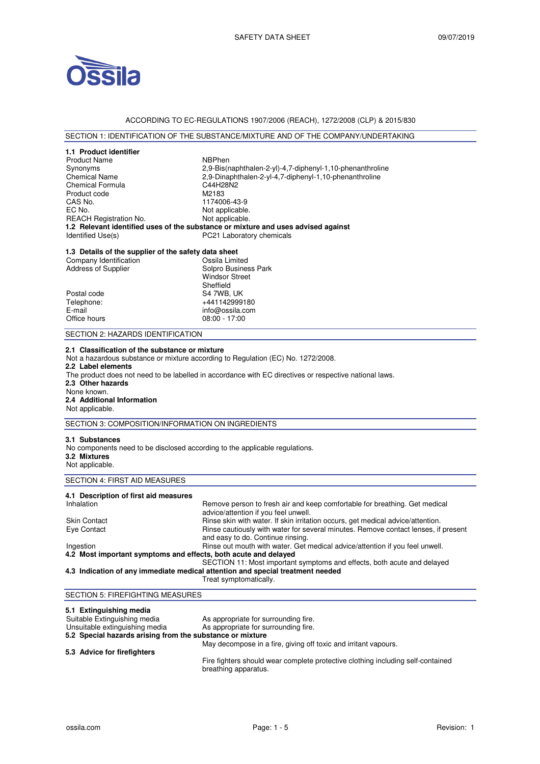ACCORDING TO EC-REGULATIONS 1907/2006 (REACH), 1272/2008 (CLP) & 2015/830

## SECTION 1: IDENTIFICATION OF THE SUBSTANCE/MIXTURE AND OF THE COMPANY/UNDERTAKING

### 1.1 Product identifier

| | |
|---|---|
| Product Name | NBPhen |
| Synonyms | 2,9-Bis(naphthalen-2-yl)-4,7-diphenyl-1,10-phenanthroline |
| Chemical Name | 2,9-Dinaphthalen-2-yl-4,7-diphenyl-1,10-phenanthroline |
| Chemical Formula | $C_{44}H_{28}N_2$ |
| Product code | M2183 |
| CAS No. | 1174006-43-9 |
| EC No. | Not applicable. |
| REACH Registration No. | Not applicable. |

### 1.2 Relevant identified uses of the substance or mixture and uses advised against

| | |
|---|---|
| Identified Use(s) | PC21 Laboratory chemicals |

### 1.3 Details of the supplier of the safety data sheet

| | |
|---|---|
| Company Identification | Ossila Limited |
| Address of Supplier | Solpro Business Park<br>Windsor Street<br>Sheffield |
| Postal code | S4 7WB, UK |
| Telephone: | +441142999180 |
| E-mail | info@ossila.com |
| Office hours | 08:00 - 17:00 |

## SECTION 2: HAZARDS IDENTIFICATION

### 2.1 Classification of the substance or mixture

Not a hazardous substance or mixture according to Regulation (EC) No. 1272/2008.

### 2.2 Label elements

The product does not need to be labelled in accordance with EC directives or respective national laws.

### 2.3 Other hazards

None known.

### 2.4 Additional Information

Not applicable.

## SECTION 3: COMPOSITION/INFORMATION ON INGREDIENTS

### 3.1 Substances

No components need to be disclosed according to the applicable regulations.

### 3.2 Mixtures

Not applicable.

## SECTION 4: FIRST AID MEASURES

### 4.1 Description of first aid measures

| | |
|---|---|
| Inhalation | Remove person to fresh air and keep comfortable for breathing. Get medical advice/attention if you feel unwell. |
| Skin Contact | Rinse skin with water. If skin irritation occurs, get medical advice/attention. |
| Eye Contact | Rinse cautiously with water for several minutes. Remove contact lenses, if present and easy to do. Continue rinsing. |
| Ingestion | Rinse out mouth with water. Get medical advice/attention if you feel unwell. |

### 4.2 Most important symptoms and effects, both acute and delayed

SECTION 11: Most important symptoms and effects, both acute and delayed

### 4.3 Indication of any immediate medical attention and special treatment needed

Treat symptomatically.

## SECTION 5: FIREFIGHTING MEASURES

### 5.1 Extinguishing media

| | |
|---|---|
| Suitable Extinguishing media | As appropriate for surrounding fire. |
| Unsuitable extinguishing media | As appropriate for surrounding fire. |

### 5.2 Special hazards arising from the substance or mixture

May decompose in a fire, giving off toxic and irritant vapours.

### 5.3 Advice for firefighters

Fire fighters should wear complete protective clothing including self-contained breathing apparatus.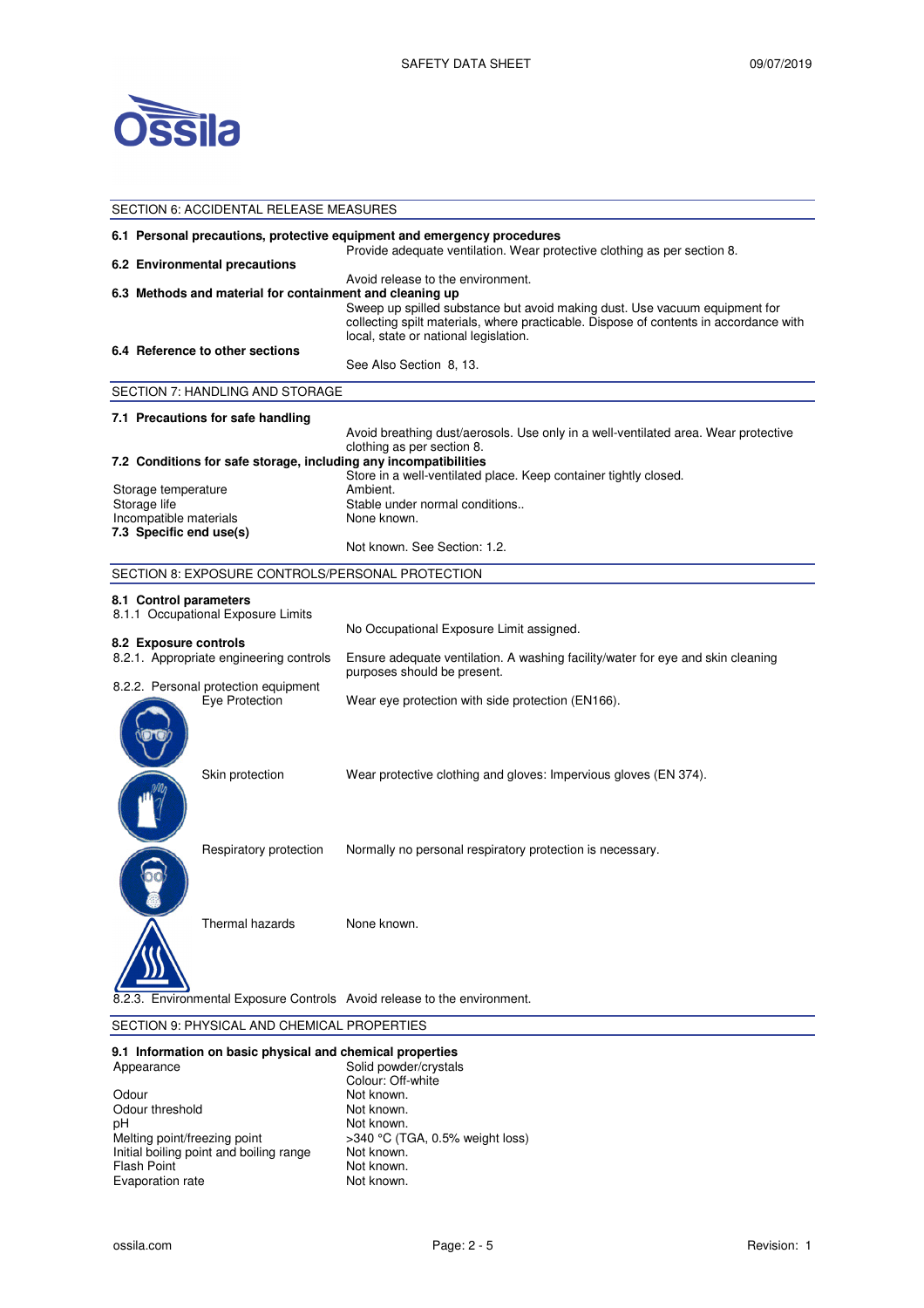## SECTION 6: ACCIDENTAL RELEASE MEASURES

**6.1 Personal precautions, protective equipment and emergency procedures**

Provide adequate ventilation. Wear protective clothing as per section 8.

**6.2 Environmental precautions**

Avoid release to the environment.

**6.3 Methods and material for containment and cleaning up**

Sweep up spilled substance but avoid making dust. Use vacuum equipment for collecting spilt materials, where practicable. Dispose of contents in accordance with local, state or national legislation.

**6.4 Reference to other sections**

See Also Section 8, 13.

## SECTION 7: HANDLING AND STORAGE

**7.1 Precautions for safe handling**

Avoid breathing dust/aerosols. Use only in a well-ventilated area. Wear protective clothing as per section 8.

**7.2 Conditions for safe storage, including any incompatibilities**

Store in a well-ventilated place. Keep container tightly closed.

| | |
|---|---|
| Storage temperature | Ambient. |
| Storage life | Stable under normal conditions.. |
| Incompatible materials | None known. |

**7.3 Specific end use(s)**

Not known. See Section: 1.2.

## SECTION 8: EXPOSURE CONTROLS/PERSONAL PROTECTION

**8.1 Control parameters**

8.1.1 Occupational Exposure Limits

No Occupational Exposure Limit assigned.

**8.2 Exposure controls**

8.2.1. Appropriate engineering controls: Ensure adequate ventilation. A washing facility/water for eye and skin cleaning purposes should be present.

8.2.2. Personal protection equipment

| | |
|---|---|
| Eye Protection | Wear eye protection with side protection (EN166). |
| Skin protection | Wear protective clothing and gloves: Impervious gloves (EN 374). |
| Respiratory protection | Normally no personal respiratory protection is necessary. |
| Thermal hazards | None known. |

8.2.3. Environmental Exposure Controls: Avoid release to the environment.

## SECTION 9: PHYSICAL AND CHEMICAL PROPERTIES

**9.1 Information on basic physical and chemical properties**

| | |
|---|---|
| Appearance | Solid powder/crystals<br>Colour: Off-white |
| Odour | Not known. |
| Odour threshold | Not known. |
| pH | Not known. |
| Melting point/freezing point | >340 °C (TGA, 0.5% weight loss) |
| Initial boiling point and boiling range | Not known. |
| Flash Point | Not known. |
| Evaporation rate | Not known. |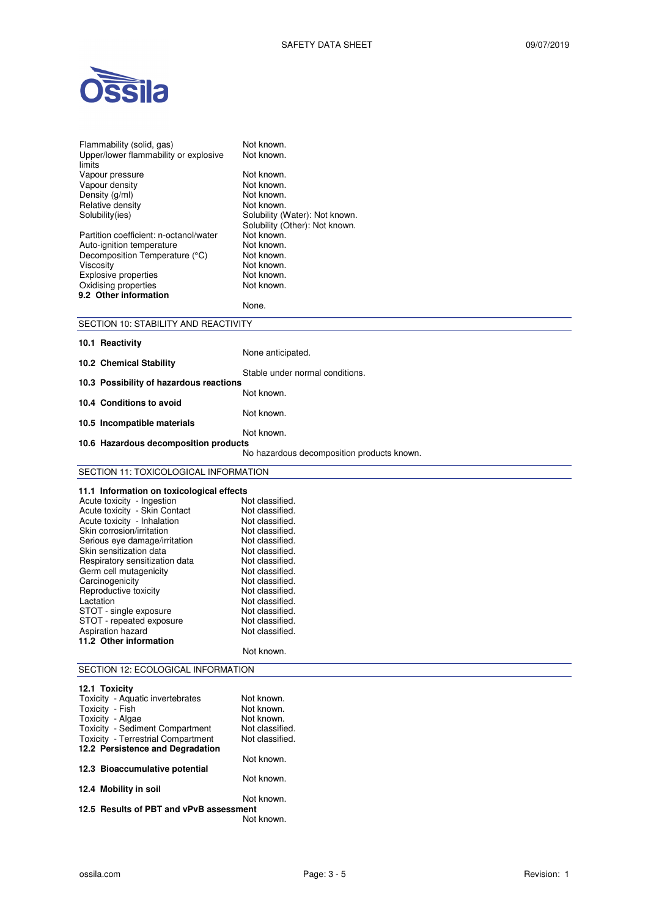| | |
|---|---|
| Flammability (solid, gas) | Not known. |
| Upper/lower flammability or explosive limits | Not known. |
| Vapour pressure | Not known. |
| Vapour density | Not known. |
| Density (g/ml) | Not known. |
| Relative density | Not known. |
| Solubility(ies) | Solubility (Water): Not known.<br>Solubility (Other): Not known. |
| Partition coefficient: n-octanol/water | Not known. |
| Auto-ignition temperature | Not known. |
| Decomposition Temperature (°C) | Not known. |
| Viscosity | Not known. |
| Explosive properties | Not known. |
| Oxidising properties | Not known. |

**9.2 Other information**

None.

## SECTION 10: STABILITY AND REACTIVITY

**10.1 Reactivity**

None anticipated.

**10.2 Chemical Stability**

Stable under normal conditions.

**10.3 Possibility of hazardous reactions**

Not known.

**10.4 Conditions to avoid**

Not known.

**10.5 Incompatible materials**

Not known.

**10.6 Hazardous decomposition products**

No hazardous decomposition products known.

## SECTION 11: TOXICOLOGICAL INFORMATION

**11.1 Information on toxicological effects**

| | |
|---|---|
| Acute toxicity - Ingestion | Not classified. |
| Acute toxicity - Skin Contact | Not classified. |
| Acute toxicity - Inhalation | Not classified. |
| Skin corrosion/irritation | Not classified. |
| Serious eye damage/irritation | Not classified. |
| Skin sensitization data | Not classified. |
| Respiratory sensitization data | Not classified. |
| Germ cell mutagenicity | Not classified. |
| Carcinogenicity | Not classified. |
| Reproductive toxicity | Not classified. |
| Lactation | Not classified. |
| STOT - single exposure | Not classified. |
| STOT - repeated exposure | Not classified. |
| Aspiration hazard | Not classified. |

**11.2 Other information**

Not known.

## SECTION 12: ECOLOGICAL INFORMATION

**12.1 Toxicity**

| | |
|---|---|
| Toxicity - Aquatic invertebrates | Not known. |
| Toxicity - Fish | Not known. |
| Toxicity - Algae | Not known. |
| Toxicity - Sediment Compartment | Not classified. |
| Toxicity - Terrestrial Compartment | Not classified. |

**12.2 Persistence and Degradation**

Not known.

**12.3 Bioaccumulative potential**

Not known.

**12.4 Mobility in soil**

Not known.

**12.5 Results of PBT and vPvB assessment**

Not known.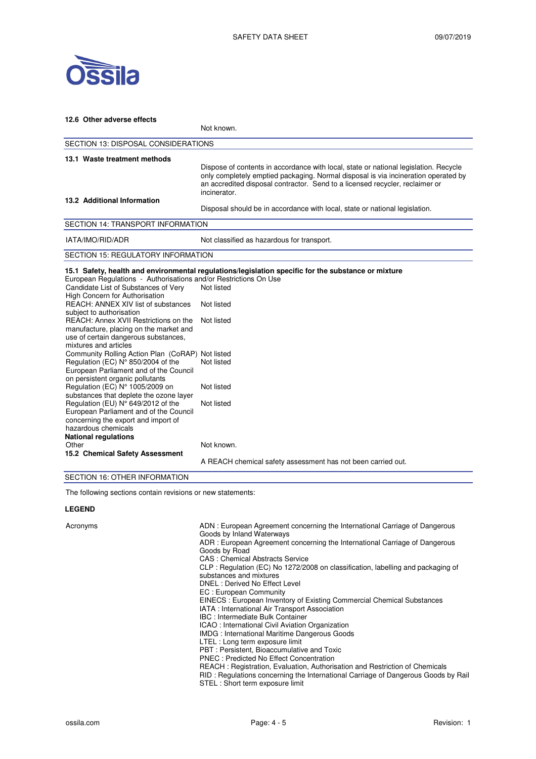### 12.6 Other adverse effects

Not known.

## SECTION 13: DISPOSAL CONSIDERATIONS

### 13.1 Waste treatment methods

Dispose of contents in accordance with local, state or national legislation. Recycle only completely emptied packaging. Normal disposal is via incineration operated by an accredited disposal contractor. Send to a licensed recycler, reclaimer or incinerator.

### 13.2 Additional Information

Disposal should be in accordance with local, state or national legislation.

## SECTION 14: TRANSPORT INFORMATION

| | |
|---|---|
| IATA/IMO/RID/ADR | Not classified as hazardous for transport. |

## SECTION 15: REGULATORY INFORMATION

### 15.1 Safety, health and environmental regulations/legislation specific for the substance or mixture

European Regulations - Authorisations and/or Restrictions On Use

| | |
|---|---|
| Candidate List of Substances of Very High Concern for Authorisation | Not listed |
| REACH: ANNEX XIV list of substances subject to authorisation | Not listed |
| REACH: Annex XVII Restrictions on the manufacture, placing on the market and use of certain dangerous substances, mixtures and articles | Not listed |
| Community Rolling Action Plan (CoRAP) | Not listed |
| Regulation (EC) N° 850/2004 of the European Parliament and of the Council on persistent organic pollutants | Not listed |
| Regulation (EC) N° 1005/2009 on substances that deplete the ozone layer | Not listed |
| Regulation (EU) N° 649/2012 of the European Parliament and of the Council concerning the export and import of hazardous chemicals | Not listed |

**National regulations**

| | |
|---|---|
| Other | Not known. |

### 15.2 Chemical Safety Assessment

A REACH chemical safety assessment has not been carried out.

## SECTION 16: OTHER INFORMATION

The following sections contain revisions or new statements:

**LEGEND**

Acronyms

ADN : European Agreement concerning the International Carriage of Dangerous Goods by Inland Waterways
ADR : European Agreement concerning the International Carriage of Dangerous Goods by Road
CAS : Chemical Abstracts Service
CLP : Regulation (EC) No 1272/2008 on classification, labelling and packaging of substances and mixtures
DNEL : Derived No Effect Level
EC : European Community
EINECS : European Inventory of Existing Commercial Chemical Substances
IATA : International Air Transport Association
IBC : Intermediate Bulk Container
ICAO : International Civil Aviation Organization
IMDG : International Maritime Dangerous Goods
LTEL : Long term exposure limit
PBT : Persistent, Bioaccumulative and Toxic
PNEC : Predicted No Effect Concentration
REACH : Registration, Evaluation, Authorisation and Restriction of Chemicals
RID : Regulations concerning the International Carriage of Dangerous Goods by Rail
STEL : Short term exposure limit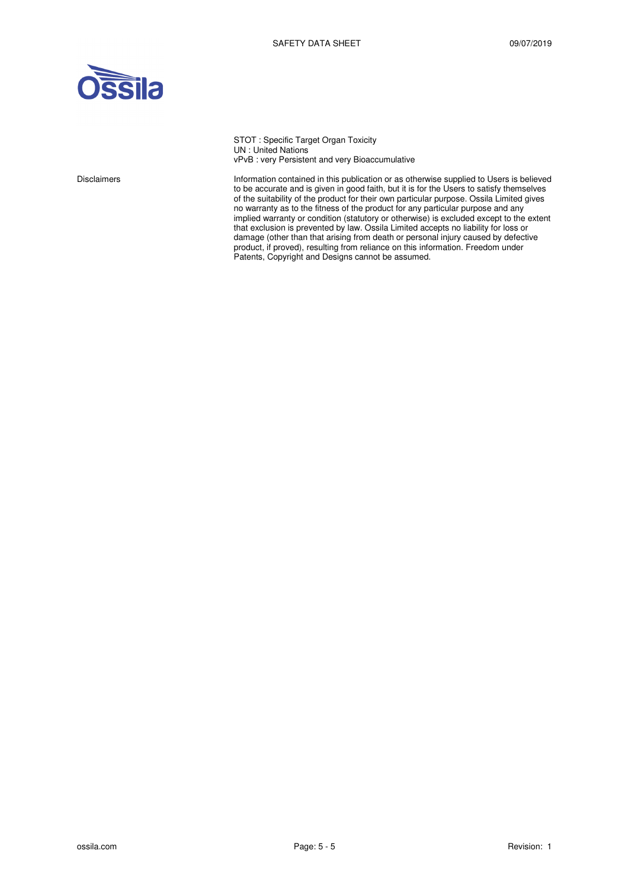| | |
|---|---|
| | STOT : Specific Target Organ Toxicity<br>UN : United Nations<br>vPvB : very Persistent and very Bioaccumulative |
| Disclaimers | Information contained in this publication or as otherwise supplied to Users is believed to be accurate and is given in good faith, but it is for the Users to satisfy themselves of the suitability of the product for their own particular purpose. Ossila Limited gives no warranty as to the fitness of the product for any particular purpose and any implied warranty or condition (statutory or otherwise) is excluded except to the extent that exclusion is prevented by law. Ossila Limited accepts no liability for loss or damage (other than that arising from death or personal injury caused by defective product, if proved), resulting from reliance on this information. Freedom under Patents, Copyright and Designs cannot be assumed. |